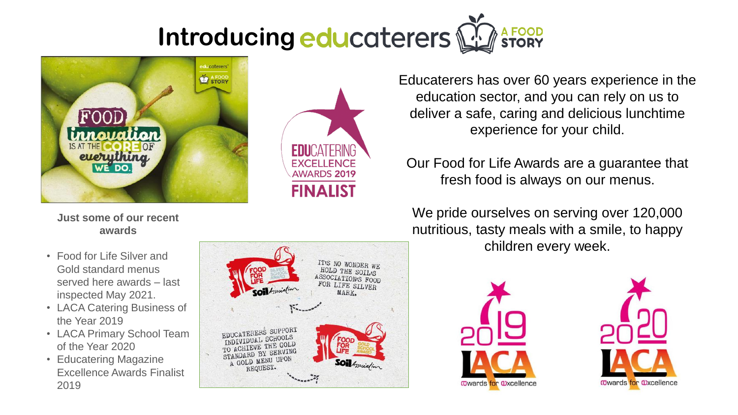# Introducing educaterers A FOOD STORY

Educaterers has over 60 years experience in the education sector, and you can rely on us to deliver a safe, caring and delicious lunchtime experience for your child.

Our Food for Life Awards are a guarantee that fresh food is always on our menus.

We pride ourselves on serving over 120,000 nutritious, tasty meals with a smile, to happy children every week.

**Just some of our recent awards**

- Food for Life Silver and Gold standard menus served here awards – last inspected May 2021.
- LACA Catering Business of the Year 2019
- LACA Primary School Team of the Year 2020
- Educatering Magazine Excellence Awards Finalist 2019

It's no wonder we hold the Soil's Association's Food for Life Silver mark.

Educaterers support individual schools to achieve the gold standard by serving a gold menu upon request.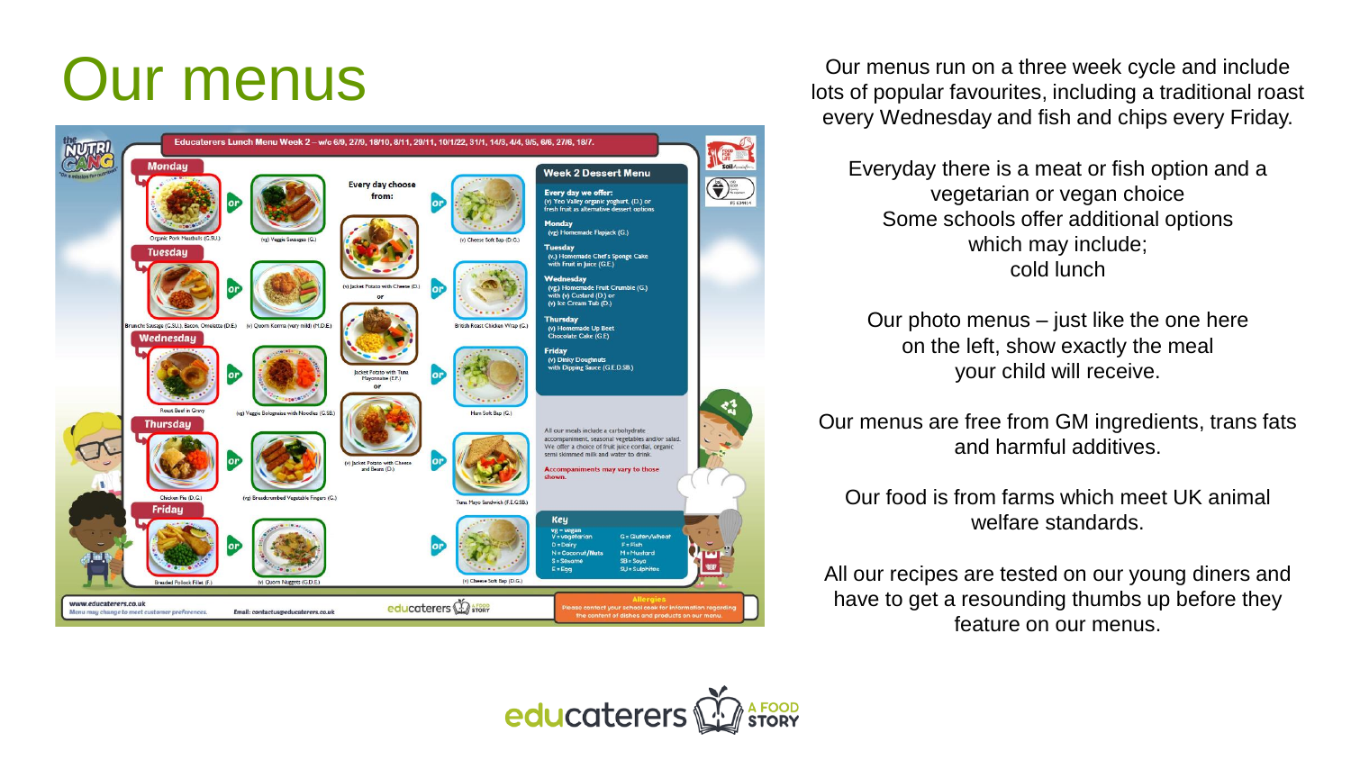# Our menus

**Educaterers Lunch Menu Week 2 – w/c 6/9, 27/9, 18/10, 8/11, 29/11, 10/1/22, 31/1, 14/3, 4/4, 9/5, 6/6, 27/6, 18/7.**

Every day choose from:

| Day | Option 1 | Option 2 | Every day | Option 3 |
|---|---|---|---|---|
| Monday | Organic Pork Meatballs (G.SU.) | (vg) Veggie Sausages (G.) | (v) Jacket Potato with Cheese (D.) | (v) Cheese Soft Bap (D.G.) |
| Tuesday | Brunch: Sausage (G.SU.), Bacon, Omelette (D.E.) | (v) Quorn Korma (very mild) (M.D.E.) | or | British Roast Chicken Wrap (G.) |
| Wednesday | Roast Beef in Gravy | (vg) Veggie Bolognaise with Noodles (G.SB.) | Jacket Potato with Tuna Mayonnaise (E.F.) | Ham Soft Bap (G.) |
| Thursday | Chicken Pie (D.G.) | (vg) Breadcrumbed Vegetable Fingers (G.) | or (v) Jacket Potato with Cheese and Beans (D.) | Tuna Mayo Sandwich (F.E.G.SB.) |
| Friday | Breaded Pollock Fillet (F.) | (v) Quorn Nuggets (G.D.E.) | | (v) Cheese Soft Bap (D.G.) |

**Week 2 Dessert Menu**

**Every day we offer:** (v) Yeo Valley organic yoghurt, (D.) or fresh fruit as alternative dessert options

**Monday** (vg) Homemade Flapjack (G.)

**Tuesday** (v.) Homemade Chef's Sponge Cake with Fruit in Juice (G.E.)

**Wednesday** (vg) Homemade Fruit Crumble (G.) with (v) Custard (D.) or (v) Ice Cream Tub (D.)

**Thursday** (v) Homemade Up Beet Chocolate Cake (G.E.)

**Friday** (v) Dinky Doughnuts with Dipping Sauce (G.E.D.SB.)

All our meals include a carbohydrate accompaniment, seasonal vegetables and/or salad. We offer a choice of fruit juice cordial, organic semi skimmed milk and water to drink.

Accompaniments may vary to those shown.

**Key**

| | |
|---|---|
| vg = vegan | G = Gluten/wheat |
| V = vegetarian | F = Fish |
| D = Dairy | M = Mustard |
| N = Coconut/Nuts | SB = Soya |
| S = Sesame | SU = Sulphites |
| E = Egg | |

www.educaterers.co.uk
Menu may change to meet customer preferences.
Email: contactus@educaterers.co.uk

**Allergies**
Please contact your school cook for information regarding the content of dishes and products on our menu.

Our menus run on a three week cycle and include lots of popular favourites, including a traditional roast every Wednesday and fish and chips every Friday.

Everyday there is a meat or fish option and a vegetarian or vegan choice
Some schools offer additional options which may include;
cold lunch

Our photo menus – just like the one here on the left, show exactly the meal your child will receive.

Our menus are free from GM ingredients, trans fats and harmful additives.

Our food is from farms which meet UK animal welfare standards.

All our recipes are tested on our young diners and have to get a resounding thumbs up before they feature on our menus.

educaterers A FOOD STORY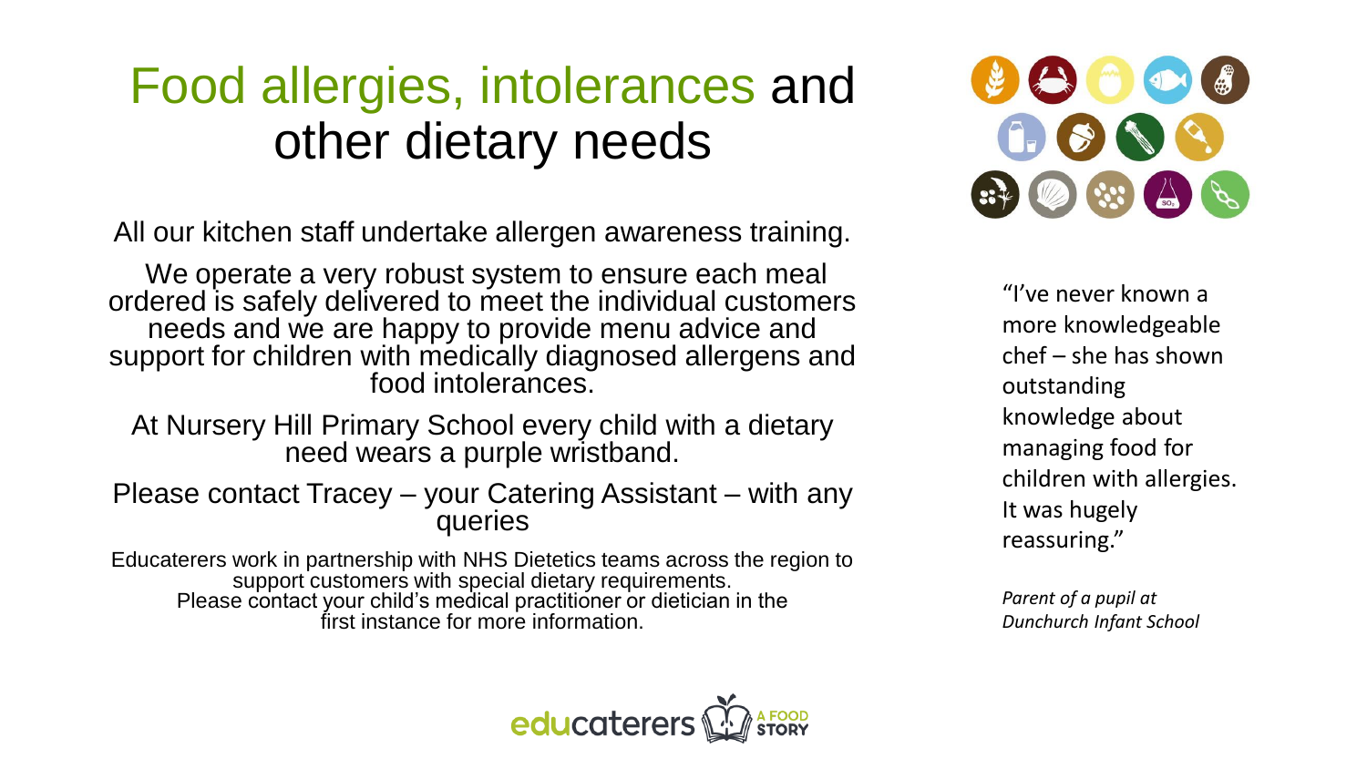# Food allergies, intolerances and other dietary needs

All our kitchen staff undertake allergen awareness training.

We operate a very robust system to ensure each meal ordered is safely delivered to meet the individual customers needs and we are happy to provide menu advice and support for children with medically diagnosed allergens and food intolerances.

At Nursery Hill Primary School every child with a dietary need wears a purple wristband.

Please contact Tracey – your Catering Assistant – with any queries

Educaterers work in partnership with NHS Dietetics teams across the region to support customers with special dietary requirements. Please contact your child's medical practitioner or dietician in the first instance for more information.

"I've never known a more knowledgeable chef – she has shown outstanding knowledge about managing food for children with allergies. It was hugely reassuring."

*Parent of a pupil at Dunchurch Infant School*

educaterers A FOOD STORY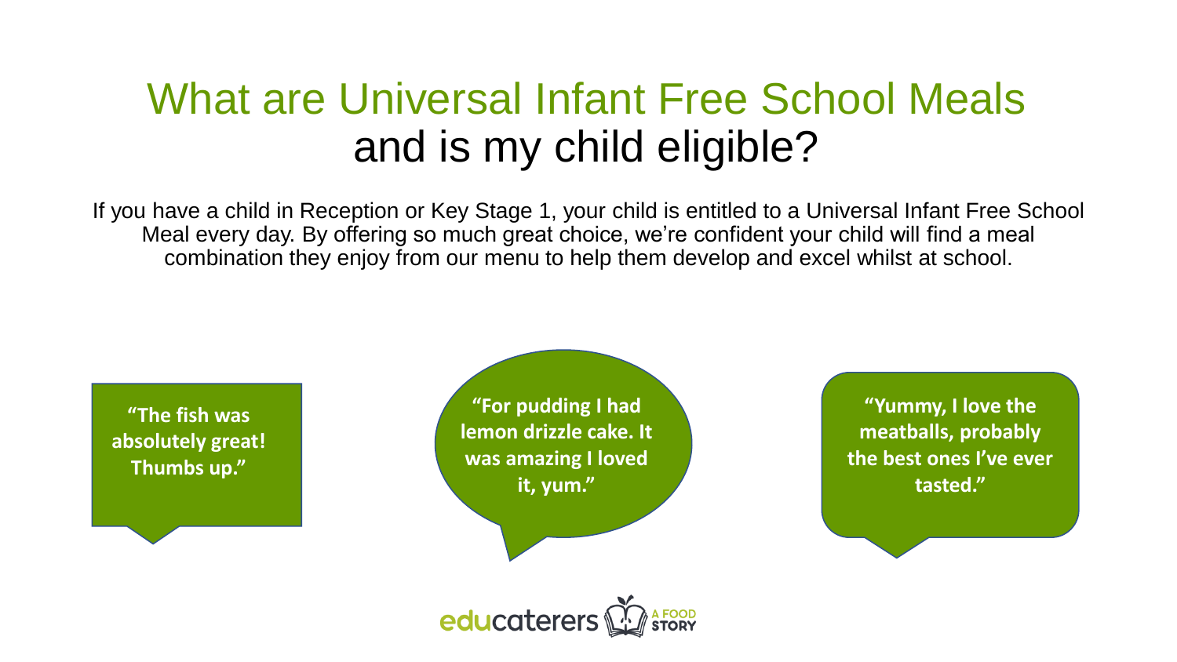# What are Universal Infant Free School Meals and is my child eligible?

If you have a child in Reception or Key Stage 1, your child is entitled to a Universal Infant Free School Meal every day. By offering so much great choice, we're confident your child will find a meal combination they enjoy from our menu to help them develop and excel whilst at school.

**"The fish was absolutely great! Thumbs up."**

**"For pudding I had lemon drizzle cake. It was amazing I loved it, yum."**

**"Yummy, I love the meatballs, probably the best ones I've ever tasted."**

educaterers A FOOD STORY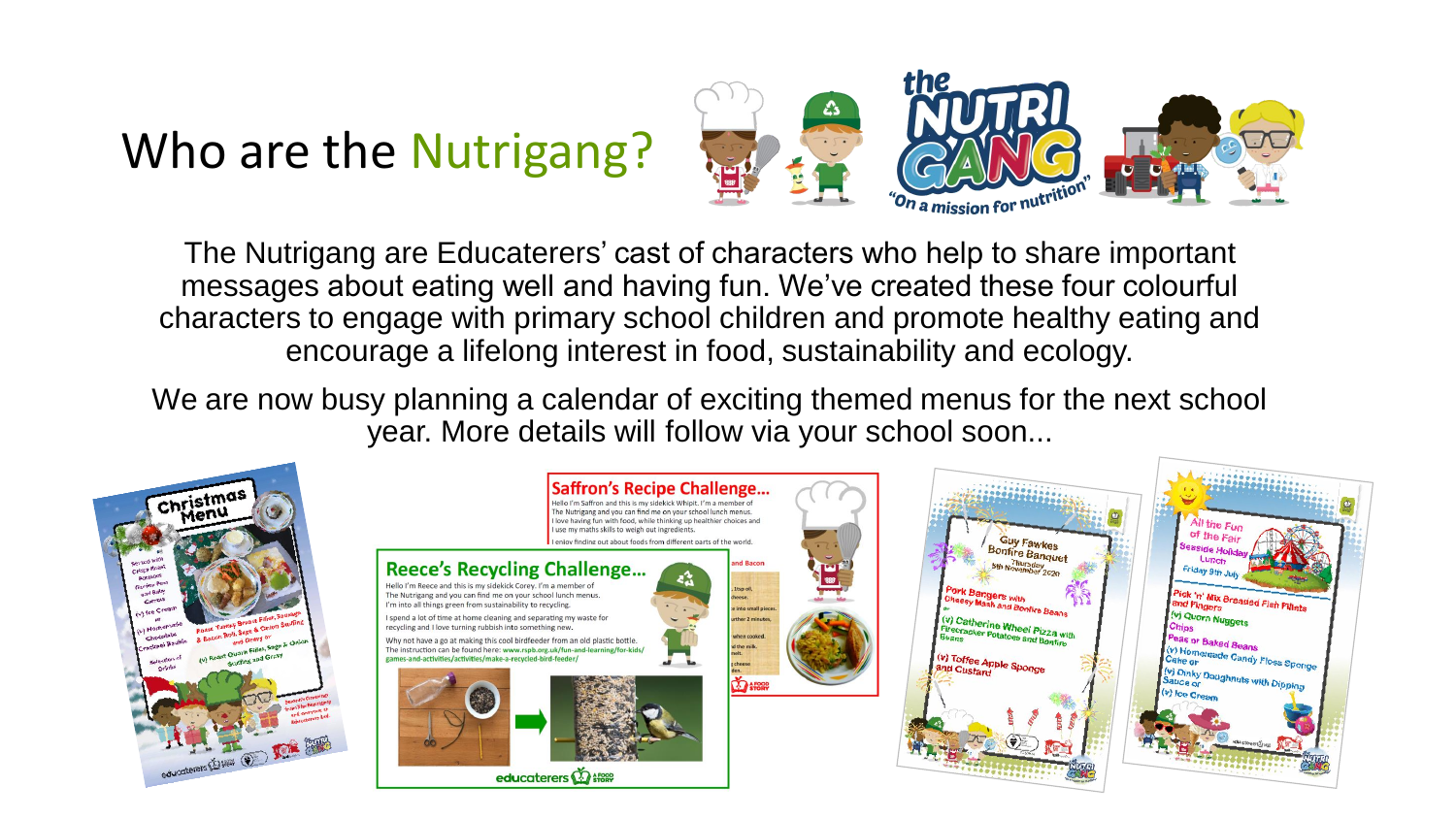# Who are the Nutrigang?

The Nutrigang are Educaterers' cast of characters who help to share important messages about eating well and having fun. We've created these four colourful characters to engage with primary school children and promote healthy eating and encourage a lifelong interest in food, sustainability and ecology.

We are now busy planning a calendar of exciting themed menus for the next school year. More details will follow via your school soon...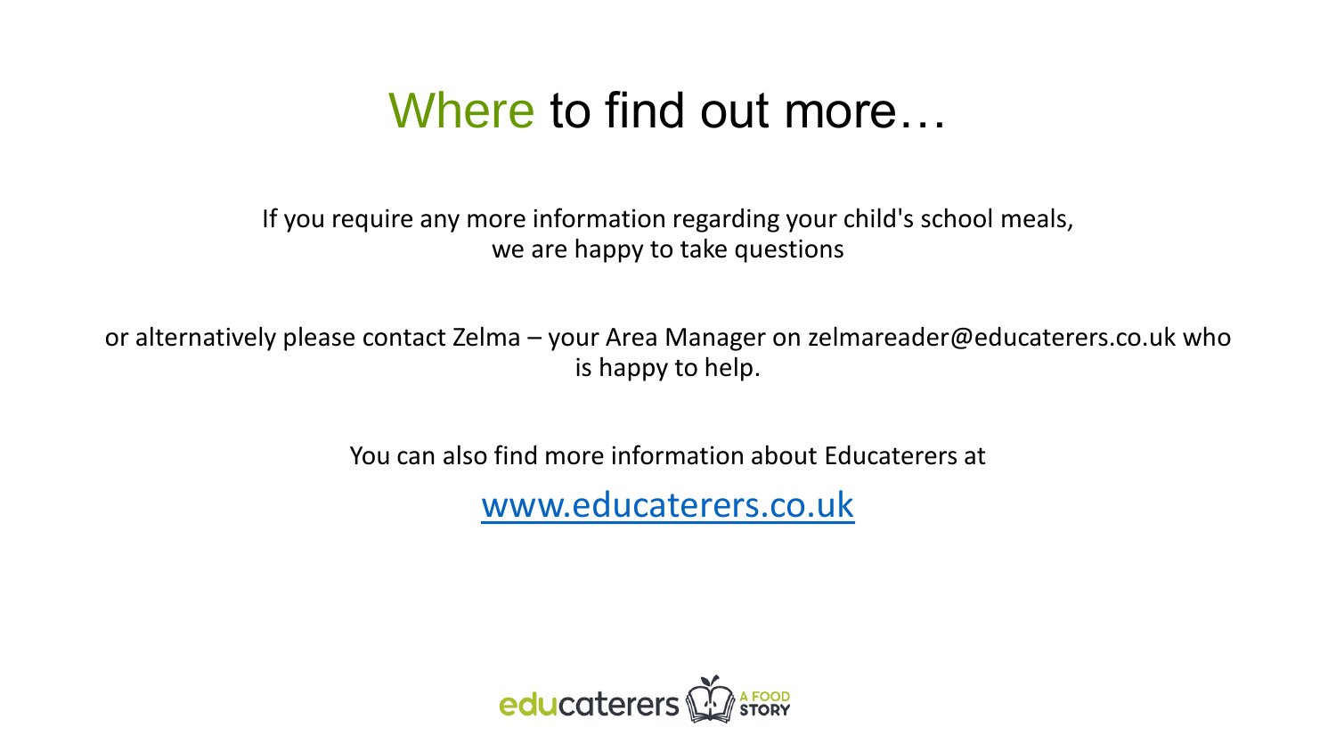# Where to find out more…

If you require any more information regarding your child's school meals, we are happy to take questions

or alternatively please contact Zelma – your Area Manager on zelmareader@educaterers.co.uk who is happy to help.

You can also find more information about Educaterers at

www.educaterers.co.uk

educaterers A FOOD STORY